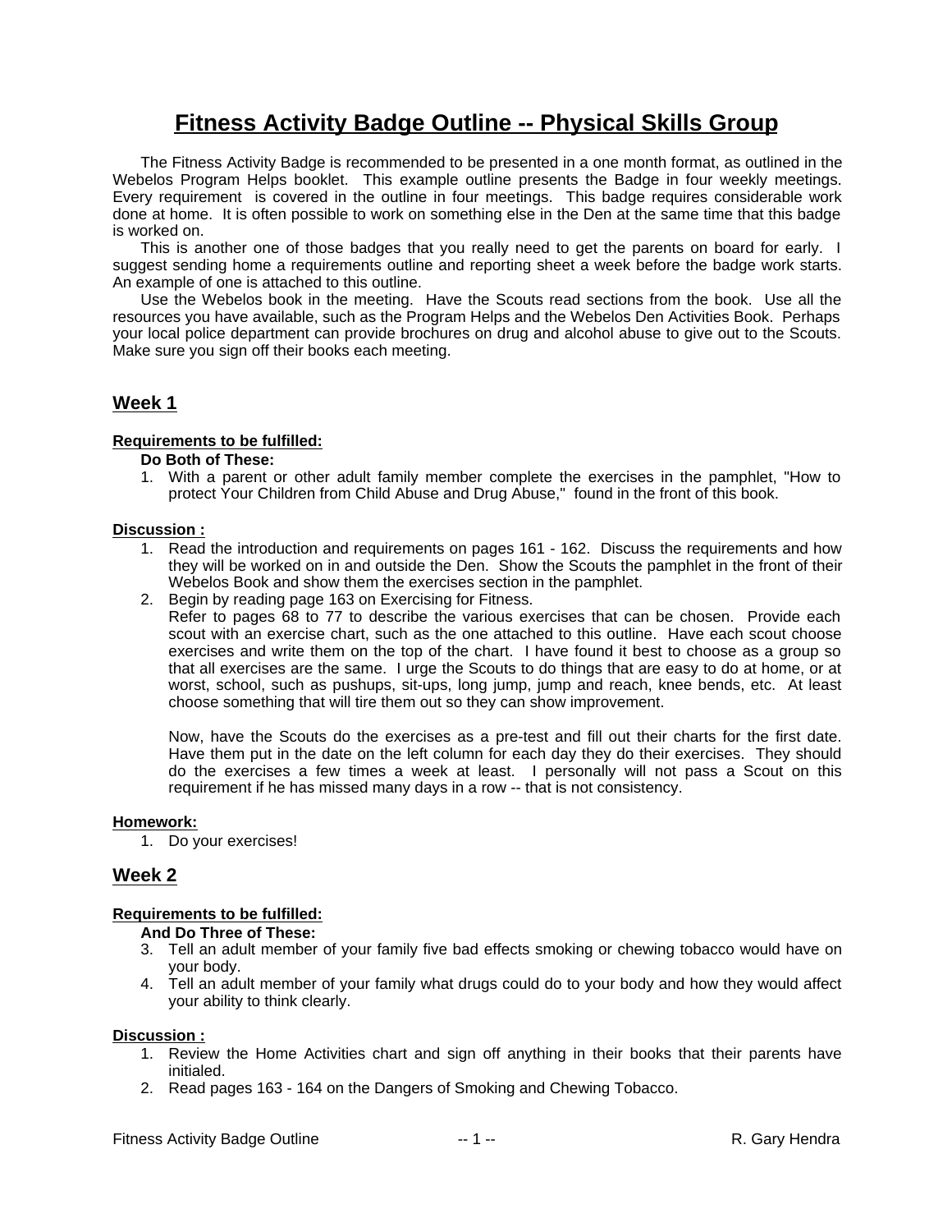# Fitness Activity Badge Outline -- Physical Skills Group

The Fitness Activity Badge is recommended to be presented in a one month format, as outlined in the Webelos Program Helps booklet. This example outline presents the Badge in four weekly meetings. Every requirement is covered in the outline in four meetings. This badge requires considerable work done at home. It is often possible to work on something else in the Den at the same time that this badge is worked on.

This is another one of those badges that you really need to get the parents on board for early. I suggest sending home a requirements outline and reporting sheet a week before the badge work starts. An example of one is attached to this outline.

Use the Webelos book in the meeting. Have the Scouts read sections from the book. Use all the resources you have available, such as the Program Helps and the Webelos Den Activities Book. Perhaps your local police department can provide brochures on drug and alcohol abuse to give out to the Scouts. Make sure you sign off their books each meeting.

## Week 1

**Requirements to be fulfilled:**

**Do Both of These:**

1. With a parent or other adult family member complete the exercises in the pamphlet, "How to protect Your Children from Child Abuse and Drug Abuse," found in the front of this book.

**Discussion :**

1. Read the introduction and requirements on pages 161 - 162. Discuss the requirements and how they will be worked on in and outside the Den. Show the Scouts the pamphlet in the front of their Webelos Book and show them the exercises section in the pamphlet.
2. Begin by reading page 163 on Exercising for Fitness.
   Refer to pages 68 to 77 to describe the various exercises that can be chosen. Provide each scout with an exercise chart, such as the one attached to this outline. Have each scout choose exercises and write them on the top of the chart. I have found it best to choose as a group so that all exercises are the same. I urge the Scouts to do things that are easy to do at home, or at worst, school, such as pushups, sit-ups, long jump, jump and reach, knee bends, etc. At least choose something that will tire them out so they can show improvement.

   Now, have the Scouts do the exercises as a pre-test and fill out their charts for the first date. Have them put in the date on the left column for each day they do their exercises. They should do the exercises a few times a week at least. I personally will not pass a Scout on this requirement if he has missed many days in a row -- that is not consistency.

**Homework:**

1. Do your exercises!

## Week 2

**Requirements to be fulfilled:**

**And Do Three of These:**

3. Tell an adult member of your family five bad effects smoking or chewing tobacco would have on your body.
4. Tell an adult member of your family what drugs could do to your body and how they would affect your ability to think clearly.

**Discussion :**

1. Review the Home Activities chart and sign off anything in their books that their parents have initialed.
2. Read pages 163 - 164 on the Dangers of Smoking and Chewing Tobacco.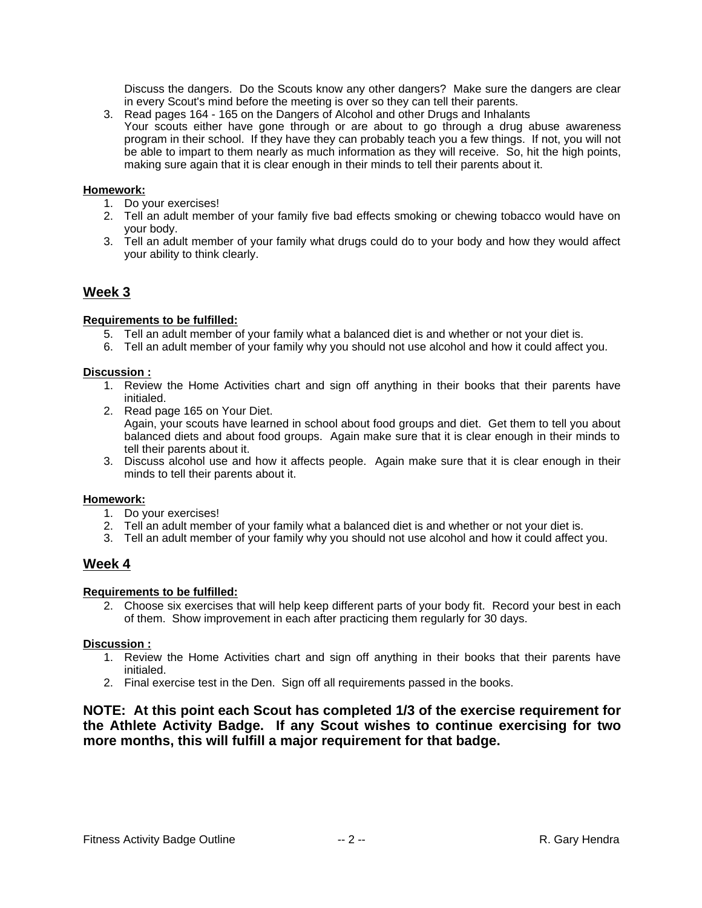Discuss the dangers. Do the Scouts know any other dangers? Make sure the dangers are clear in every Scout's mind before the meeting is over so they can tell their parents.

3. Read pages 164 - 165 on the Dangers of Alcohol and other Drugs and Inhalants
   Your scouts either have gone through or are about to go through a drug abuse awareness program in their school. If they have they can probably teach you a few things. If not, you will not be able to impart to them nearly as much information as they will receive. So, hit the high points, making sure again that it is clear enough in their minds to tell their parents about it.

**Homework:**

1. Do your exercises!
2. Tell an adult member of your family five bad effects smoking or chewing tobacco would have on your body.
3. Tell an adult member of your family what drugs could do to your body and how they would affect your ability to think clearly.

## Week 3

**Requirements to be fulfilled:**

5. Tell an adult member of your family what a balanced diet is and whether or not your diet is.
6. Tell an adult member of your family why you should not use alcohol and how it could affect you.

**Discussion :**

1. Review the Home Activities chart and sign off anything in their books that their parents have initialed.
2. Read page 165 on Your Diet.
   Again, your scouts have learned in school about food groups and diet. Get them to tell you about balanced diets and about food groups. Again make sure that it is clear enough in their minds to tell their parents about it.
3. Discuss alcohol use and how it affects people. Again make sure that it is clear enough in their minds to tell their parents about it.

**Homework:**

1. Do your exercises!
2. Tell an adult member of your family what a balanced diet is and whether or not your diet is.
3. Tell an adult member of your family why you should not use alcohol and how it could affect you.

## Week 4

**Requirements to be fulfilled:**

2. Choose six exercises that will help keep different parts of your body fit. Record your best in each of them. Show improvement in each after practicing them regularly for 30 days.

**Discussion :**

1. Review the Home Activities chart and sign off anything in their books that their parents have initialed.
2. Final exercise test in the Den. Sign off all requirements passed in the books.

**NOTE: At this point each Scout has completed 1/3 of the exercise requirement for the Athlete Activity Badge. If any Scout wishes to continue exercising for two more months, this will fulfill a major requirement for that badge.**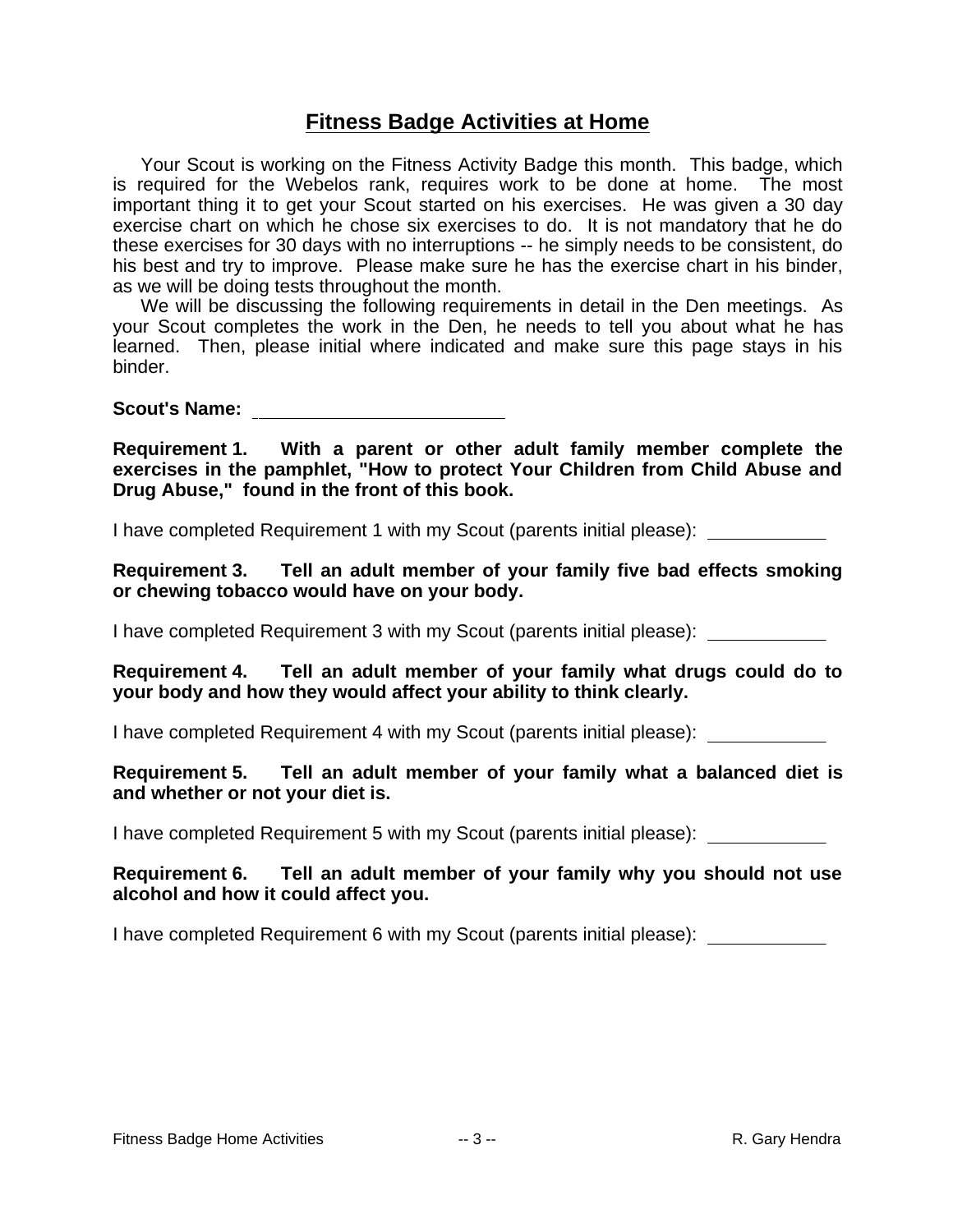# Fitness Badge Activities at Home

Your Scout is working on the Fitness Activity Badge this month. This badge, which is required for the Webelos rank, requires work to be done at home. The most important thing it to get your Scout started on his exercises. He was given a 30 day exercise chart on which he chose six exercises to do. It is not mandatory that he do these exercises for 30 days with no interruptions -- he simply needs to be consistent, do his best and try to improve. Please make sure he has the exercise chart in his binder, as we will be doing tests throughout the month.

We will be discussing the following requirements in detail in the Den meetings. As your Scout completes the work in the Den, he needs to tell you about what he has learned. Then, please initial where indicated and make sure this page stays in his binder.

**Scout's Name:** ________________________

**Requirement 1. With a parent or other adult family member complete the exercises in the pamphlet, "How to protect Your Children from Child Abuse and Drug Abuse," found in the front of this book.**

I have completed Requirement 1 with my Scout (parents initial please): ____________

**Requirement 3. Tell an adult member of your family five bad effects smoking or chewing tobacco would have on your body.**

I have completed Requirement 3 with my Scout (parents initial please): ____________

**Requirement 4. Tell an adult member of your family what drugs could do to your body and how they would affect your ability to think clearly.**

I have completed Requirement 4 with my Scout (parents initial please): ____________

**Requirement 5. Tell an adult member of your family what a balanced diet is and whether or not your diet is.**

I have completed Requirement 5 with my Scout (parents initial please): ____________

**Requirement 6. Tell an adult member of your family why you should not use alcohol and how it could affect you.**

I have completed Requirement 6 with my Scout (parents initial please): ____________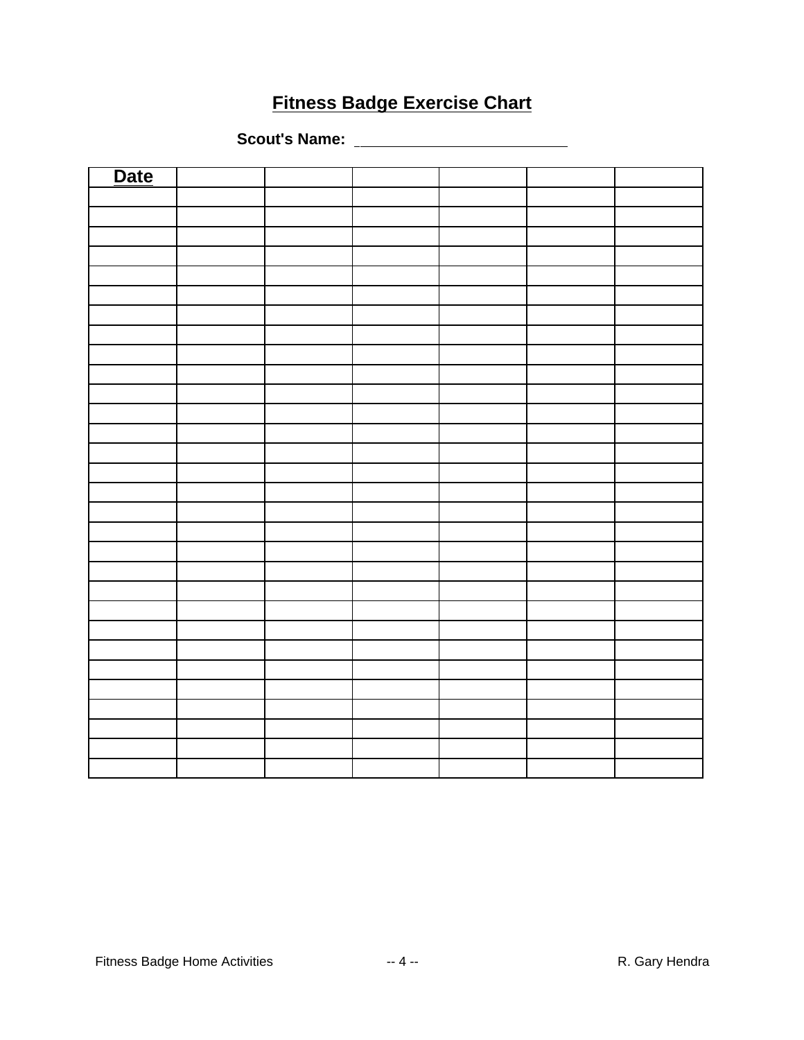## Fitness Badge Exercise Chart

**Scout's Name:** ______________________

| Date | | | | | | |
|---|---|---|---|---|---|---|
| | | | | | | |
| | | | | | | |
| | | | | | | |
| | | | | | | |
| | | | | | | |
| | | | | | | |
| | | | | | | |
| | | | | | | |
| | | | | | | |
| | | | | | | |
| | | | | | | |
| | | | | | | |
| | | | | | | |
| | | | | | | |
| | | | | | | |
| | | | | | | |
| | | | | | | |
| | | | | | | |
| | | | | | | |
| | | | | | | |
| | | | | | | |
| | | | | | | |
| | | | | | | |
| | | | | | | |
| | | | | | | |
| | | | | | | |
| | | | | | | |
| | | | | | | |
| | | | | | | |
| | | | | | | |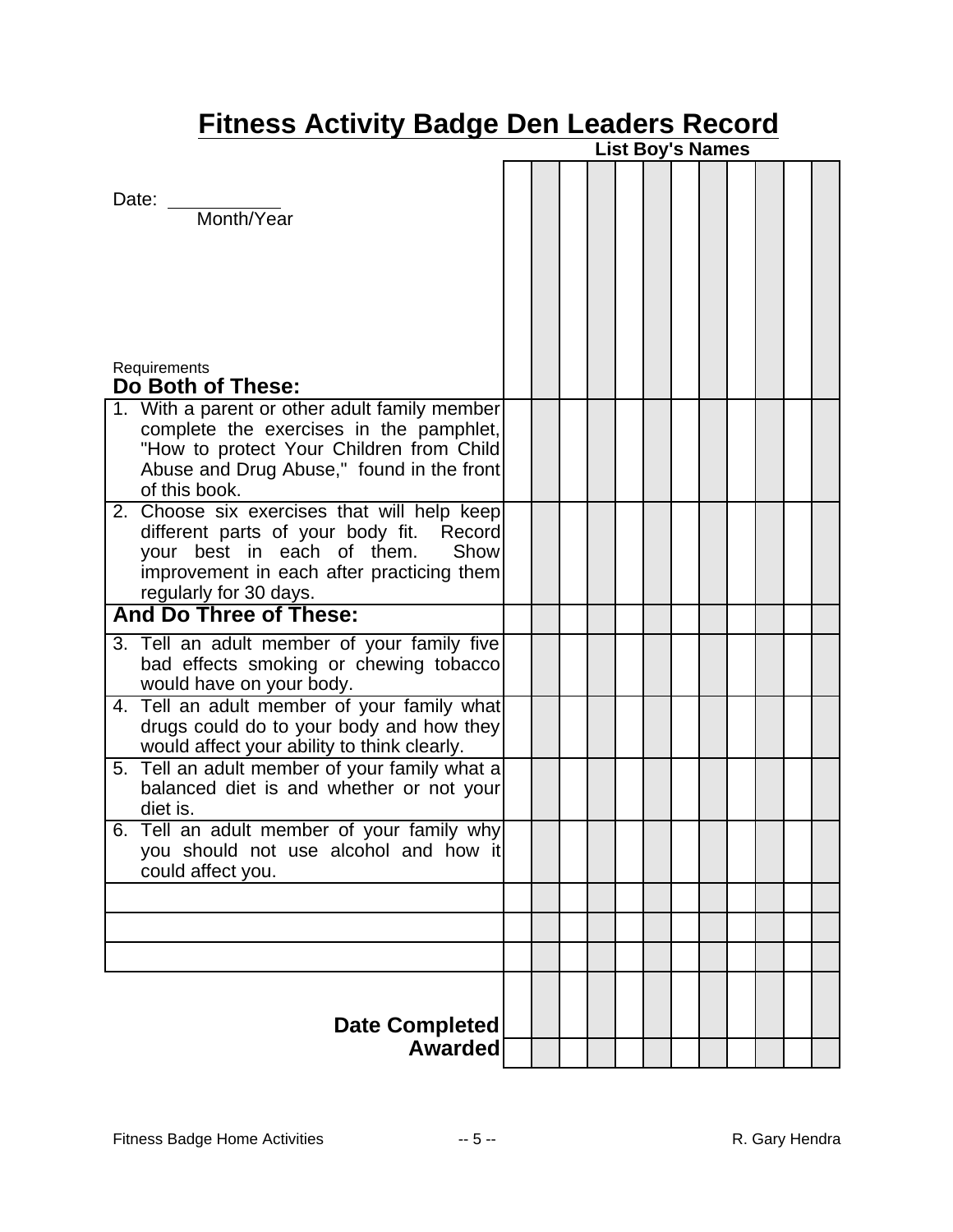# Fitness Activity Badge Den Leaders Record

| Date: ______ Month/Year<br><br>Requirements<br>**Do Both of These:** | List Boy's Names | | | | | | | | | | | |
|---|---|---|---|---|---|---|---|---|---|---|---|---|
| 1. With a parent or other adult family member complete the exercises in the pamphlet, "How to protect Your Children from Child Abuse and Drug Abuse," found in the front of this book. | | | | | | | | | | | | |
| 2. Choose six exercises that will help keep different parts of your body fit. Record your best in each of them. Show improvement in each after practicing them regularly for 30 days. | | | | | | | | | | | | |
| **And Do Three of These:** | | | | | | | | | | | | |
| 3. Tell an adult member of your family five bad effects smoking or chewing tobacco would have on your body. | | | | | | | | | | | | |
| 4. Tell an adult member of your family what drugs could do to your body and how they would affect your ability to think clearly. | | | | | | | | | | | | |
| 5. Tell an adult member of your family what a balanced diet is and whether or not your diet is. | | | | | | | | | | | | |
| 6. Tell an adult member of your family why you should not use alcohol and how it could affect you. | | | | | | | | | | | | |
| | | | | | | | | | | | | |
| | | | | | | | | | | | | |
| | | | | | | | | | | | | |
| **Date Completed** | | | | | | | | | | | | |
| **Awarded** | | | | | | | | | | | | |